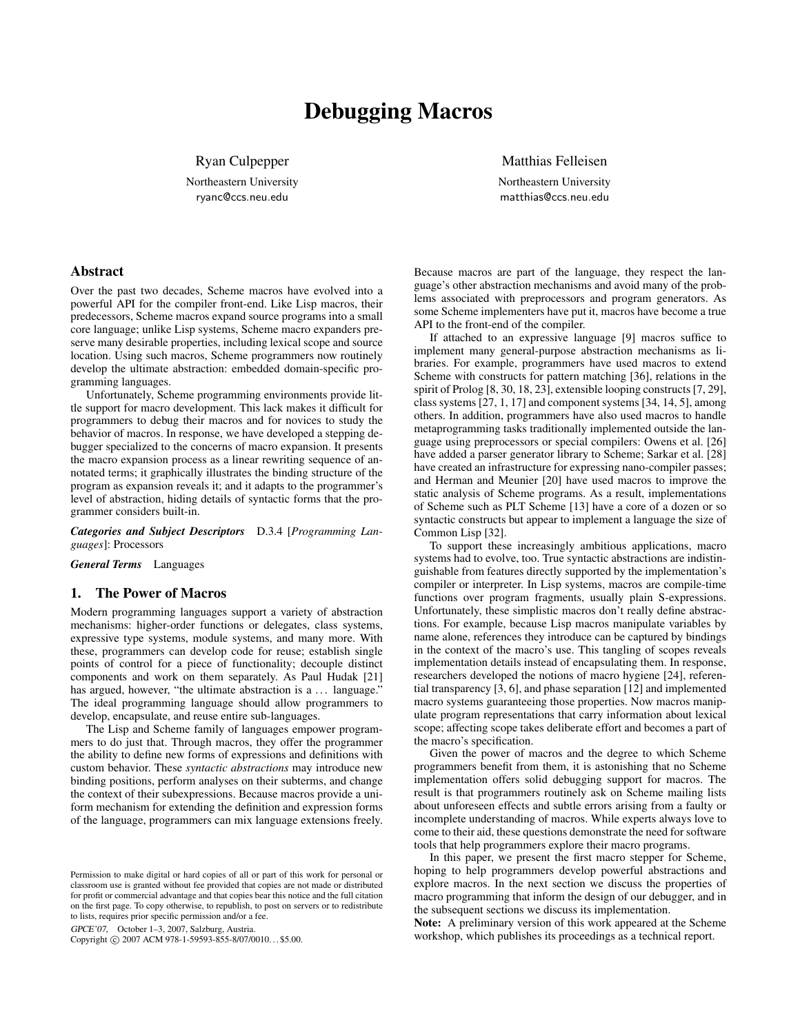# Debugging Macros

Ryan Culpepper
Northeastern University
ryanc@ccs.neu.edu

Matthias Felleisen
Northeastern University
matthias@ccs.neu.edu

## Abstract

Over the past two decades, Scheme macros have evolved into a powerful API for the compiler front-end. Like Lisp macros, their predecessors, Scheme macros expand source programs into a small core language; unlike Lisp systems, Scheme macro expanders preserve many desirable properties, including lexical scope and source location. Using such macros, Scheme programmers now routinely develop the ultimate abstraction: embedded domain-specific programming languages.

Unfortunately, Scheme programming environments provide little support for macro development. This lack makes it difficult for programmers to debug their macros and for novices to study the behavior of macros. In response, we have developed a stepping debugger specialized to the concerns of macro expansion. It presents the macro expansion process as a linear rewriting sequence of annotated terms; it graphically illustrates the binding structure of the program as expansion reveals it; and it adapts to the programmer's level of abstraction, hiding details of syntactic forms that the programmer considers built-in.

***Categories and Subject Descriptors*** D.3.4 [*Programming Languages*]: Processors

***General Terms*** Languages

## 1. The Power of Macros

Modern programming languages support a variety of abstraction mechanisms: higher-order functions or delegates, class systems, expressive type systems, module systems, and many more. With these, programmers can develop code for reuse; establish single points of control for a piece of functionality; decouple distinct components and work on them separately. As Paul Hudak [21] has argued, however, "the ultimate abstraction is a ... language." The ideal programming language should allow programmers to develop, encapsulate, and reuse entire sub-languages.

The Lisp and Scheme family of languages empower programmers to do just that. Through macros, they offer the programmer the ability to define new forms of expressions and definitions with custom behavior. These *syntactic abstractions* may introduce new binding positions, perform analyses on their subterms, and change the context of their subexpressions. Because macros provide a uniform mechanism for extending the definition and expression forms of the language, programmers can mix language extensions freely. Because macros are part of the language, they respect the language's other abstraction mechanisms and avoid many of the problems associated with preprocessors and program generators. As some Scheme implementers have put it, macros have become a true API to the front-end of the compiler.

If attached to an expressive language [9] macros suffice to implement many general-purpose abstraction mechanisms as libraries. For example, programmers have used macros to extend Scheme with constructs for pattern matching [36], relations in the spirit of Prolog [8, 30, 18, 23], extensible looping constructs [7, 29], class systems [27, 1, 17] and component systems [34, 14, 5], among others. In addition, programmers have also used macros to handle metaprogramming tasks traditionally implemented outside the language using preprocessors or special compilers: Owens et al. [26] have added a parser generator library to Scheme; Sarkar et al. [28] have created an infrastructure for expressing nano-compiler passes; and Herman and Meunier [20] have used macros to improve the static analysis of Scheme programs. As a result, implementations of Scheme such as PLT Scheme [13] have a core of a dozen or so syntactic constructs but appear to implement a language the size of Common Lisp [32].

To support these increasingly ambitious applications, macro systems had to evolve, too. True syntactic abstractions are indistinguishable from features directly supported by the implementation's compiler or interpreter. In Lisp systems, macros are compile-time functions over program fragments, usually plain S-expressions. Unfortunately, these simplistic macros don't really define abstractions. For example, because Lisp macros manipulate variables by name alone, references they introduce can be captured by bindings in the context of the macro's use. This tangling of scopes reveals implementation details instead of encapsulating them. In response, researchers developed the notions of macro hygiene [24], referential transparency [3, 6], and phase separation [12] and implemented macro systems guaranteeing those properties. Now macros manipulate program representations that carry information about lexical scope; affecting scope takes deliberate effort and becomes a part of the macro's specification.

Given the power of macros and the degree to which Scheme programmers benefit from them, it is astonishing that no Scheme implementation offers solid debugging support for macros. The result is that programmers routinely ask on Scheme mailing lists about unforeseen effects and subtle errors arising from a faulty or incomplete understanding of macros. While experts always love to come to their aid, these questions demonstrate the need for software tools that help programmers explore their macro programs.

In this paper, we present the first macro stepper for Scheme, hoping to help programmers develop powerful abstractions and explore macros. In the next section we discuss the properties of macro programming that inform the design of our debugger, and in the subsequent sections we discuss its implementation.

**Note:** A preliminary version of this work appeared at the Scheme workshop, which publishes its proceedings as a technical report.

Permission to make digital or hard copies of all or part of this work for personal or classroom use is granted without fee provided that copies are not made or distributed for profit or commercial advantage and that copies bear this notice and the full citation on the first page. To copy otherwise, to republish, to post on servers or to redistribute to lists, requires prior specific permission and/or a fee.

*GPCE'07,* October 1–3, 2007, Salzburg, Austria.
Copyright © 2007 ACM 978-1-59593-855-8/07/0010...$5.00.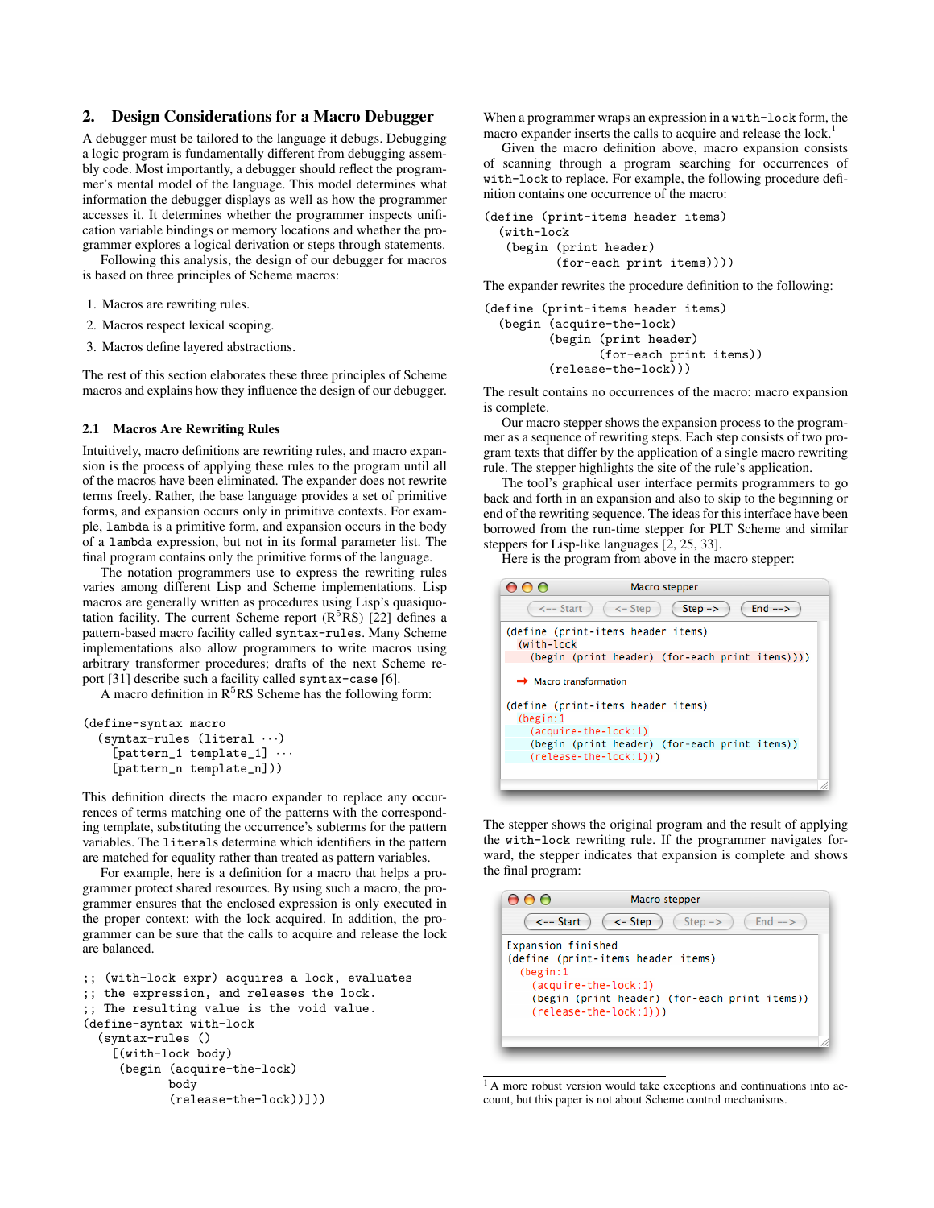## 2. Design Considerations for a Macro Debugger

A debugger must be tailored to the language it debugs. Debugging a logic program is fundamentally different from debugging assembly code. Most importantly, a debugger should reflect the programmer's mental model of the language. This model determines what information the debugger displays as well as how the programmer accesses it. It determines whether the programmer inspects unification variable bindings or memory locations and whether the programmer explores a logical derivation or steps through statements.

Following this analysis, the design of our debugger for macros is based on three principles of Scheme macros:

1. Macros are rewriting rules.
2. Macros respect lexical scoping.
3. Macros define layered abstractions.

The rest of this section elaborates these three principles of Scheme macros and explains how they influence the design of our debugger.

### 2.1 Macros Are Rewriting Rules

Intuitively, macro definitions are rewriting rules, and macro expansion is the process of applying these rules to the program until all of the macros have been eliminated. The expander does not rewrite terms freely. Rather, the base language provides a set of primitive forms, and expansion occurs only in primitive contexts. For example, `lambda` is a primitive form, and expansion occurs in the body of a `lambda` expression, but not in its formal parameter list. The final program contains only the primitive forms of the language.

The notation programmers use to express the rewriting rules varies among different Lisp and Scheme implementations. Lisp macros are generally written as procedures using Lisp's quasiquotation facility. The current Scheme report (R[5]RS) [22] defines a pattern-based macro facility called `syntax-rules`. Many Scheme implementations also allow programmers to write macros using arbitrary transformer procedures; drafts of the next Scheme report [31] describe such a facility called `syntax-case` [6].

A macro definition in R[5]RS Scheme has the following form:

```
(define-syntax macro
  (syntax-rules (literal ···)
    [pattern_1 template_1] ···
    [pattern_n template_n]))
```

This definition directs the macro expander to replace any occurrences of terms matching one of the patterns with the corresponding template, substituting the occurrence's subterms for the pattern variables. The `literals` determine which identifiers in the pattern are matched for equality rather than treated as pattern variables.

For example, here is a definition for a macro that helps a programmer protect shared resources. By using such a macro, the programmer ensures that the enclosed expression is only executed in the proper context: with the lock acquired. In addition, the programmer can be sure that the calls to acquire and release the lock are balanced.

```
;; (with-lock expr) acquires a lock, evaluates
;; the expression, and releases the lock.
;; The resulting value is the void value.
(define-syntax with-lock
  (syntax-rules ()
    [(with-lock body)
     (begin (acquire-the-lock)
            body
            (release-the-lock))]))
```

When a programmer wraps an expression in a `with-lock` form, the macro expander inserts the calls to acquire and release the lock.[1]

Given the macro definition above, macro expansion consists of scanning through a program searching for occurrences of `with-lock` to replace. For example, the following procedure definition contains one occurrence of the macro:

```
(define (print-items header items)
  (with-lock
   (begin (print header)
          (for-each print items))))
```

The expander rewrites the procedure definition to the following:

```
(define (print-items header items)
  (begin (acquire-the-lock)
         (begin (print header)
                (for-each print items))
         (release-the-lock)))
```

The result contains no occurrences of the macro: macro expansion is complete.

Our macro stepper shows the expansion process to the programmer as a sequence of rewriting steps. Each step consists of two program texts that differ by the application of a single macro rewriting rule. The stepper highlights the site of the rule's application.

The tool's graphical user interface permits programmers to go back and forth in an expansion and also to skip to the beginning or end of the rewriting sequence. The ideas for this interface have been borrowed from the run-time stepper for PLT Scheme and similar steppers for Lisp-like languages [2, 25, 33].

Here is the program from above in the macro stepper:

```
Macro stepper
[<-- Start] [<- Step] [Step ->] [End -->]

(define (print-items header items)
  (with-lock
    (begin (print header) (for-each print items))))

➡ Macro transformation

(define (print-items header items)
  (begin:1
    (acquire-the-lock:1)
    (begin (print header) (for-each print items))
    (release-the-lock:1)))
```

The stepper shows the original program and the result of applying the `with-lock` rewriting rule. If the programmer navigates forward, the stepper indicates that expansion is complete and shows the final program:

```
Macro stepper
[<-- Start] [<- Step] [Step ->] [End -->]

Expansion finished
(define (print-items header items)
  (begin:1
    (acquire-the-lock:1)
    (begin (print header) (for-each print items))
    (release-the-lock:1)))
```

[1] A more robust version would take exceptions and continuations into account, but this paper is not about Scheme control mechanisms.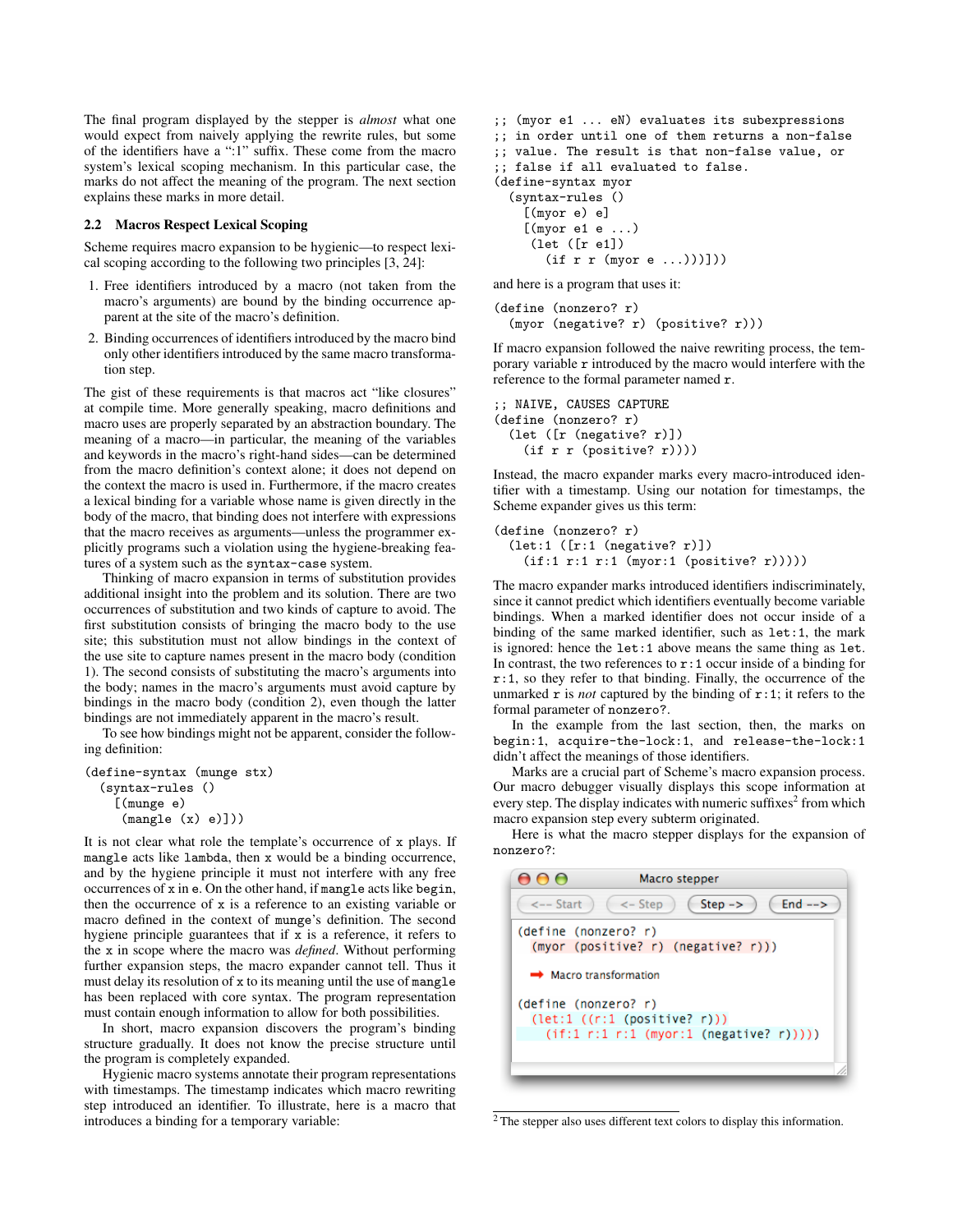The final program displayed by the stepper is *almost* what one would expect from naively applying the rewrite rules, but some of the identifiers have a ":1" suffix. These come from the macro system's lexical scoping mechanism. In this particular case, the marks do not affect the meaning of the program. The next section explains these marks in more detail.

### 2.2 Macros Respect Lexical Scoping

Scheme requires macro expansion to be hygienic—to respect lexical scoping according to the following two principles [3, 24]:

1. Free identifiers introduced by a macro (not taken from the macro's arguments) are bound by the binding occurrence apparent at the site of the macro's definition.
2. Binding occurrences of identifiers introduced by the macro bind only other identifiers introduced by the same macro transformation step.

The gist of these requirements is that macros act "like closures" at compile time. More generally speaking, macro definitions and macro uses are properly separated by an abstraction boundary. The meaning of a macro—in particular, the meaning of the variables and keywords in the macro's right-hand sides—can be determined from the macro definition's context alone; it does not depend on the context the macro is used in. Furthermore, if the macro creates a lexical binding for a variable whose name is given directly in the body of the macro, that binding does not interfere with expressions that the macro receives as arguments—unless the programmer explicitly programs such a violation using the hygiene-breaking features of a system such as the `syntax-case` system.

Thinking of macro expansion in terms of substitution provides additional insight into the problem and its solution. There are two occurrences of substitution and two kinds of capture to avoid. The first substitution consists of bringing the macro body to the use site; this substitution must not allow bindings in the context of the use site to capture names present in the macro body (condition 1). The second consists of substituting the macro's arguments into the body; names in the macro's arguments must avoid capture by bindings in the macro body (condition 2), even though the latter bindings are not immediately apparent in the macro's result.

To see how bindings might not be apparent, consider the following definition:

```
(define-syntax (munge stx)
  (syntax-rules ()
    [(munge e)
     (mangle (x) e)]))
```

It is not clear what role the template's occurrence of `x` plays. If `mangle` acts like `lambda`, then `x` would be a binding occurrence, and by the hygiene principle it must not interfere with any free occurrences of `x` in `e`. On the other hand, if `mangle` acts like `begin`, then the occurrence of `x` is a reference to an existing variable or macro defined in the context of `munge`'s definition. The second hygiene principle guarantees that if `x` is a reference, it refers to the `x` in scope where the macro was *defined*. Without performing further expansion steps, the macro expander cannot tell. Thus it must delay its resolution of `x` to its meaning until the use of `mangle` has been replaced with core syntax. The program representation must contain enough information to allow for both possibilities.

In short, macro expansion discovers the program's binding structure gradually. It does not know the precise structure until the program is completely expanded.

Hygienic macro systems annotate their program representations with timestamps. The timestamp indicates which macro rewriting step introduced an identifier. To illustrate, here is a macro that introduces a binding for a temporary variable:

```
;; (myor e1 ... eN) evaluates its subexpressions
;; in order until one of them returns a non-false
;; value. The result is that non-false value, or
;; false if all evaluated to false.
(define-syntax myor
  (syntax-rules ()
    [(myor e) e]
    [(myor e1 e ...)
     (let ([r e1])
       (if r r (myor e ...)))]))
```

and here is a program that uses it:

```
(define (nonzero? r)
  (myor (negative? r) (positive? r)))
```

If macro expansion followed the naive rewriting process, the temporary variable `r` introduced by the macro would interfere with the reference to the formal parameter named `r`.

```
;; NAIVE, CAUSES CAPTURE
(define (nonzero? r)
  (let ([r (negative? r)])
    (if r r (positive? r))))
```

Instead, the macro expander marks every macro-introduced identifier with a timestamp. Using our notation for timestamps, the Scheme expander gives us this term:

```
(define (nonzero? r)
  (let:1 ([r:1 (negative? r)])
    (if:1 r:1 r:1 (myor:1 (positive? r)))))
```

The macro expander marks introduced identifiers indiscriminately, since it cannot predict which identifiers eventually become variable bindings. When a marked identifier does not occur inside of a binding of the same marked identifier, such as `let:1`, the mark is ignored: hence the `let:1` above means the same thing as `let`. In contrast, the two references to `r:1` occur inside of a binding for `r:1`, so they refer to that binding. Finally, the occurrence of the unmarked `r` is *not* captured by the binding of `r:1`; it refers to the formal parameter of `nonzero?`.

In the example from the last section, then, the marks on `begin:1`, `acquire-the-lock:1`, and `release-the-lock:1` didn't affect the meanings of those identifiers.

Marks are a crucial part of Scheme's macro expansion process. Our macro debugger visually displays this scope information at every step. The display indicates with numeric suffixes[2] from which macro expansion step every subterm originated.

Here is what the macro stepper displays for the expansion of `nonzero?`:

```
Macro stepper
<-- Start   <- Step   Step ->   End -->

(define (nonzero? r)
  (myor (positive? r) (negative? r)))

➡ Macro transformation

(define (nonzero? r)
  (let:1 ((r:1 (positive? r)))
    (if:1 r:1 r:1 (myor:1 (negative? r)))))
```

[2] The stepper also uses different text colors to display this information.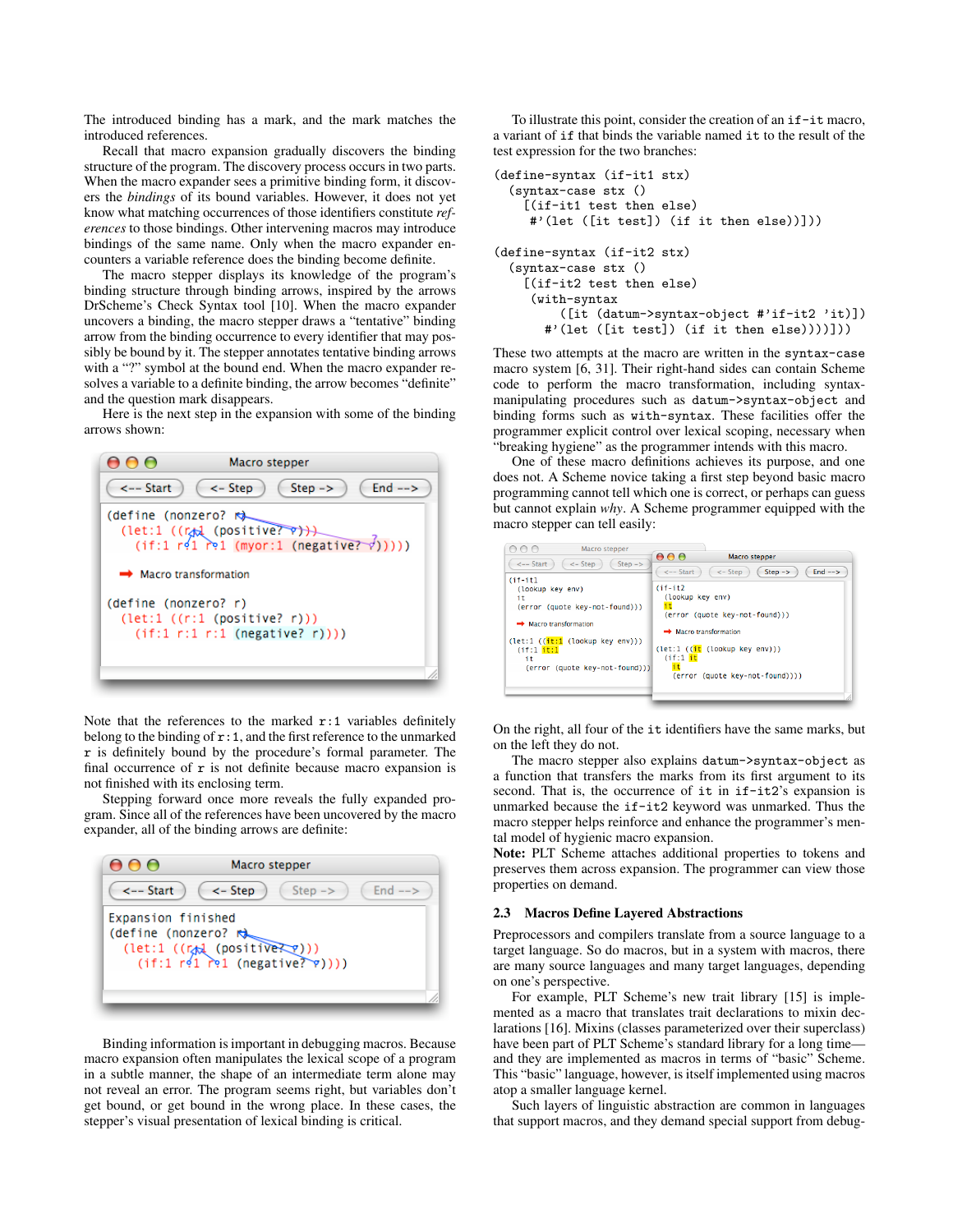The introduced binding has a mark, and the mark matches the introduced references.

Recall that macro expansion gradually discovers the binding structure of the program. The discovery process occurs in two parts. When the macro expander sees a primitive binding form, it discovers the *bindings* of its bound variables. However, it does not yet know what matching occurrences of those identifiers constitute *references* to those bindings. Other intervening macros may introduce bindings of the same name. Only when the macro expander encounters a variable reference does the binding become definite.

The macro stepper displays its knowledge of the program's binding structure through binding arrows, inspired by the arrows DrScheme's Check Syntax tool [10]. When the macro expander uncovers a binding, the macro stepper draws a "tentative" binding arrow from the binding occurrence to every identifier that may possibly be bound by it. The stepper annotates tentative binding arrows with a "?" symbol at the bound end. When the macro expander resolves a variable to a definite binding, the arrow becomes "definite" and the question mark disappears.

Here is the next step in the expansion with some of the binding arrows shown:

```
(define (nonzero? r)
  (let:1 ((r:1 (positive? r)))
    (if:1 r:1 r:1 (myor:1 (negative? r)))))

➡ Macro transformation

(define (nonzero? r)
  (let:1 ((r:1 (positive? r)))
    (if:1 r:1 r:1 (negative? r))))
```

Note that the references to the marked r:1 variables definitely belong to the binding of r:1, and the first reference to the unmarked r is definitely bound by the procedure's formal parameter. The final occurrence of r is not definite because macro expansion is not finished with its enclosing term.

Stepping forward once more reveals the fully expanded program. Since all of the references have been uncovered by the macro expander, all of the binding arrows are definite:

```
Expansion finished
(define (nonzero? r)
  (let:1 ((r:1 (positive? r)))
    (if:1 r:1 r:1 (negative? r))))
```

Binding information is important in debugging macros. Because macro expansion often manipulates the lexical scope of a program in a subtle manner, the shape of an intermediate term alone may not reveal an error. The program seems right, but variables don't get bound, or get bound in the wrong place. In these cases, the stepper's visual presentation of lexical binding is critical.

To illustrate this point, consider the creation of an if-it macro, a variant of if that binds the variable named it to the result of the test expression for the two branches:

```
(define-syntax (if-it1 stx)
  (syntax-case stx ()
    [(if-it1 test then else)
     #'(let ([it test]) (if it then else))]))

(define-syntax (if-it2 stx)
  (syntax-case stx ()
    [(if-it2 test then else)
     (with-syntax
         ([it (datum->syntax-object #'if-it2 'it)])
       #'(let ([it test]) (if it then else)))]))
```

These two attempts at the macro are written in the syntax-case macro system [6, 31]. Their right-hand sides can contain Scheme code to perform the macro transformation, including syntax-manipulating procedures such as datum->syntax-object and binding forms such as with-syntax. These facilities offer the programmer explicit control over lexical scoping, necessary when "breaking hygiene" as the programmer intends with this macro.

One of these macro definitions achieves its purpose, and one does not. A Scheme novice taking a first step beyond basic macro programming cannot tell which one is correct, or perhaps can guess but cannot explain *why*. A Scheme programmer equipped with the macro stepper can tell easily:

```
(if-it1
  (lookup key env)
  it
  (error (quote key-not-found)))

➡ Macro transformation

(let:1 ((it:1 (lookup key env)))
  (if:1 it:1
    it
    (error (quote key-not-found))))
```

```
(if-it2
  (lookup key env)
  it
  (error (quote key-not-found)))

➡ Macro transformation

(let:1 ((it (lookup key env)))
  (if:1 it
    it
    (error (quote key-not-found))))
```

On the right, all four of the it identifiers have the same marks, but on the left they do not.

The macro stepper also explains datum->syntax-object as a function that transfers the marks from its first argument to its second. That is, the occurrence of it in if-it2's expansion is unmarked because the if-it2 keyword was unmarked. Thus the macro stepper helps reinforce and enhance the programmer's mental model of hygienic macro expansion.

**Note:** PLT Scheme attaches additional properties to tokens and preserves them across expansion. The programmer can view those properties on demand.

### 2.3 Macros Define Layered Abstractions

Preprocessors and compilers translate from a source language to a target language. So do macros, but in a system with macros, there are many source languages and many target languages, depending on one's perspective.

For example, PLT Scheme's new trait library [15] is implemented as a macro that translates trait declarations to mixin declarations [16]. Mixins (classes parameterized over their superclass) have been part of PLT Scheme's standard library for a long time—and they are implemented as macros in terms of "basic" Scheme. This "basic" language, however, is itself implemented using macros atop a smaller language kernel.

Such layers of linguistic abstraction are common in languages that support macros, and they demand special support from debug-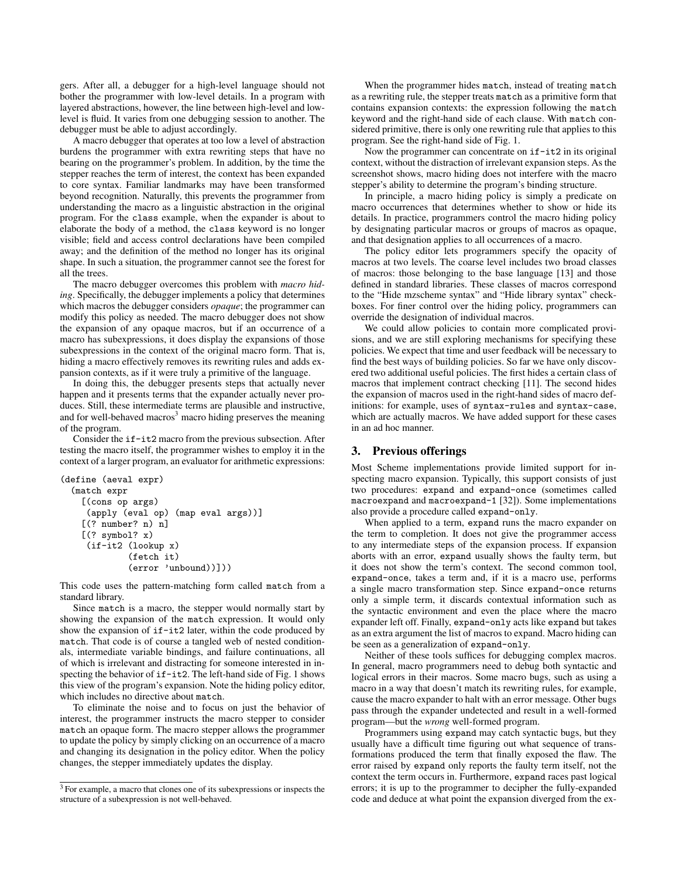gers. After all, a debugger for a high-level language should not bother the programmer with low-level details. In a program with layered abstractions, however, the line between high-level and low-level is fluid. It varies from one debugging session to another. The debugger must be able to adjust accordingly.

A macro debugger that operates at too low a level of abstraction burdens the programmer with extra rewriting steps that have no bearing on the programmer's problem. In addition, by the time the stepper reaches the term of interest, the context has been expanded to core syntax. Familiar landmarks may have been transformed beyond recognition. Naturally, this prevents the programmer from understanding the macro as a linguistic abstraction in the original program. For the `class` example, when the expander is about to elaborate the body of a method, the `class` keyword is no longer visible; field and access control declarations have been compiled away; and the definition of the method no longer has its original shape. In such a situation, the programmer cannot see the forest for all the trees.

The macro debugger overcomes this problem with *macro hiding*. Specifically, the debugger implements a policy that determines which macros the debugger considers *opaque*; the programmer can modify this policy as needed. The macro debugger does not show the expansion of any opaque macros, but if an occurrence of a macro has subexpressions, it does display the expansions of those subexpressions in the context of the original macro form. That is, hiding a macro effectively removes its rewriting rules and adds expansion contexts, as if it were truly a primitive of the language.

In doing this, the debugger presents steps that actually never happen and it presents terms that the expander actually never produces. Still, these intermediate terms are plausible and instructive, and for well-behaved macros[3] macro hiding preserves the meaning of the program.

Consider the `if-it2` macro from the previous subsection. After testing the macro itself, the programmer wishes to employ it in the context of a larger program, an evaluator for arithmetic expressions:

```
(define (aeval expr)
  (match expr
    [(cons op args)
     (apply (eval op) (map eval args))]
    [(? number? n) n]
    [(? symbol? x)
     (if-it2 (lookup x)
             (fetch it)
             (error 'unbound))]))
```

This code uses the pattern-matching form called `match` from a standard library.

Since `match` is a macro, the stepper would normally start by showing the expansion of the `match` expression. It would only show the expansion of `if-it2` later, within the code produced by `match`. That code is of course a tangled web of nested conditionals, intermediate variable bindings, and failure continuations, all of which is irrelevant and distracting for someone interested in inspecting the behavior of `if-it2`. The left-hand side of Fig. 1 shows this view of the program's expansion. Note the hiding policy editor, which includes no directive about `match`.

To eliminate the noise and to focus on just the behavior of interest, the programmer instructs the macro stepper to consider `match` an opaque form. The macro stepper allows the programmer to update the policy by simply clicking on an occurrence of a macro and changing its designation in the policy editor. When the policy changes, the stepper immediately updates the display.

[3] For example, a macro that clones one of its subexpressions or inspects the structure of a subexpression is not well-behaved.

When the programmer hides `match`, instead of treating `match` as a rewriting rule, the stepper treats `match` as a primitive form that contains expansion contexts: the expression following the `match` keyword and the right-hand side of each clause. With `match` considered primitive, there is only one rewriting rule that applies to this program. See the right-hand side of Fig. 1.

Now the programmer can concentrate on `if-it2` in its original context, without the distraction of irrelevant expansion steps. As the screenshot shows, macro hiding does not interfere with the macro stepper's ability to determine the program's binding structure.

In principle, a macro hiding policy is simply a predicate on macro occurrences that determines whether to show or hide its details. In practice, programmers control the macro hiding policy by designating particular macros or groups of macros as opaque, and that designation applies to all occurrences of a macro.

The policy editor lets programmers specify the opacity of macros at two levels. The coarse level includes two broad classes of macros: those belonging to the base language [13] and those defined in standard libraries. These classes of macros correspond to the "Hide mzscheme syntax" and "Hide library syntax" checkboxes. For finer control over the hiding policy, programmers can override the designation of individual macros.

We could allow policies to contain more complicated provisions, and we are still exploring mechanisms for specifying these policies. We expect that time and user feedback will be necessary to find the best ways of building policies. So far we have only discovered two additional useful policies. The first hides a certain class of macros that implement contract checking [11]. The second hides the expansion of macros used in the right-hand sides of macro definitions: for example, uses of `syntax-rules` and `syntax-case`, which are actually macros. We have added support for these cases in an ad hoc manner.

## 3. Previous offerings

Most Scheme implementations provide limited support for inspecting macro expansion. Typically, this support consists of just two procedures: `expand` and `expand-once` (sometimes called `macroexpand` and `macroexpand-1` [32]). Some implementations also provide a procedure called `expand-only`.

When applied to a term, `expand` runs the macro expander on the term to completion. It does not give the programmer access to any intermediate steps of the expansion process. If expansion aborts with an error, `expand` usually shows the faulty term, but it does not show the term's context. The second common tool, `expand-once`, takes a term and, if it is a macro use, performs a single macro transformation step. Since `expand-once` returns only a simple term, it discards contextual information such as the syntactic environment and even the place where the macro expander left off. Finally, `expand-only` acts like `expand` but takes as an extra argument the list of macros to expand. Macro hiding can be seen as a generalization of `expand-only`.

Neither of these tools suffices for debugging complex macros. In general, macro programmers need to debug both syntactic and logical errors in their macros. Some macro bugs, such as using a macro in a way that doesn't match its rewriting rules, for example, cause the macro expander to halt with an error message. Other bugs pass through the expander undetected and result in a well-formed program—but the *wrong* well-formed program.

Programmers using `expand` may catch syntactic bugs, but they usually have a difficult time figuring out what sequence of transformations produced the term that finally exposed the flaw. The error raised by `expand` only reports the faulty term itself, not the context the term occurs in. Furthermore, `expand` races past logical errors; it is up to the programmer to decipher the fully-expanded code and deduce at what point the expansion diverged from the ex-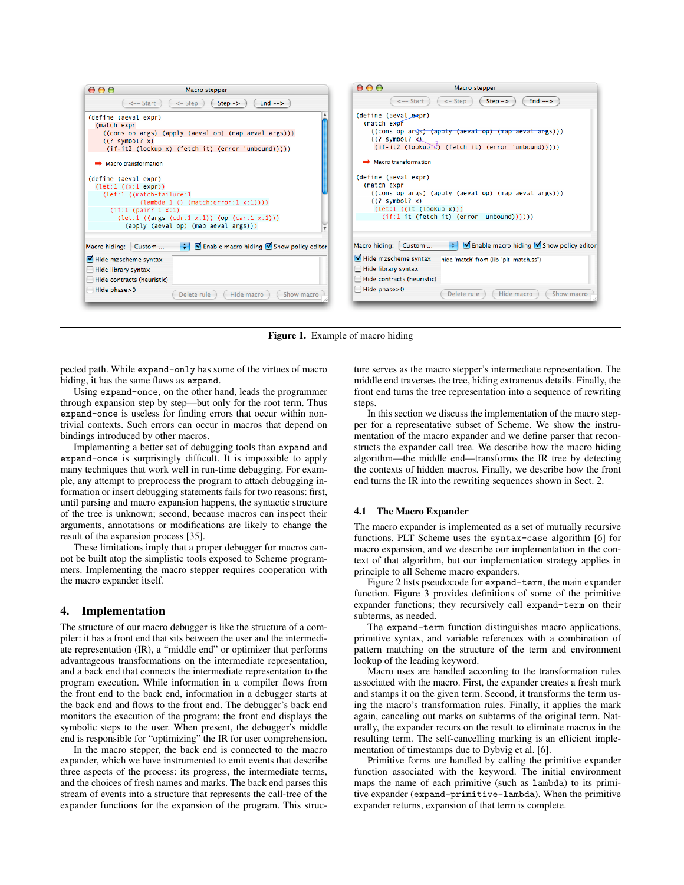Figure 1. Example of macro hiding

pected path. While `expand-only` has some of the virtues of macro hiding, it has the same flaws as `expand`.

Using `expand-once`, on the other hand, leads the programmer through expansion step by step—but only for the root term. Thus `expand-once` is useless for finding errors that occur within non-trivial contexts. Such errors can occur in macros that depend on bindings introduced by other macros.

Implementing a better set of debugging tools than `expand` and `expand-once` is surprisingly difficult. It is impossible to apply many techniques that work well in run-time debugging. For example, any attempt to preprocess the program to attach debugging information or insert debugging statements fails for two reasons: first, until parsing and macro expansion happens, the syntactic structure of the tree is unknown; second, because macros can inspect their arguments, annotations or modifications are likely to change the result of the expansion process [35].

These limitations imply that a proper debugger for macros cannot be built atop the simplistic tools exposed to Scheme programmers. Implementing the macro stepper requires cooperation with the macro expander itself.

## 4. Implementation

The structure of our macro debugger is like the structure of a compiler: it has a front end that sits between the user and the intermediate representation (IR), a "middle end" or optimizer that performs advantageous transformations on the intermediate representation, and a back end that connects the intermediate representation to the program execution. While information in a compiler flows from the front end to the back end, information in a debugger starts at the back end and flows to the front end. The debugger's back end monitors the execution of the program; the front end displays the symbolic steps to the user. When present, the debugger's middle end is responsible for "optimizing" the IR for user comprehension.

In the macro stepper, the back end is connected to the macro expander, which we have instrumented to emit events that describe three aspects of the process: its progress, the intermediate terms, and the choices of fresh names and marks. The back end parses this stream of events into a structure that represents the call-tree of the expander functions for the expansion of the program. This structure serves as the macro stepper's intermediate representation. The middle end traverses the tree, hiding extraneous details. Finally, the front end turns the tree representation into a sequence of rewriting steps.

In this section we discuss the implementation of the macro stepper for a representative subset of Scheme. We show the instrumentation of the macro expander and we define parser that reconstructs the expander call tree. We describe how the macro hiding algorithm—the middle end—transforms the IR tree by detecting the contexts of hidden macros. Finally, we describe how the front end turns the IR into the rewriting sequences shown in Sect. 2.

### 4.1 The Macro Expander

The macro expander is implemented as a set of mutually recursive functions. PLT Scheme uses the `syntax-case` algorithm [6] for macro expansion, and we describe our implementation in the context of that algorithm, but our implementation strategy applies in principle to all Scheme macro expanders.

Figure 2 lists pseudocode for `expand-term`, the main expander function. Figure 3 provides definitions of some of the primitive expander functions; they recursively call `expand-term` on their subterms, as needed.

The `expand-term` function distinguishes macro applications, primitive syntax, and variable references with a combination of pattern matching on the structure of the term and environment lookup of the leading keyword.

Macro uses are handled according to the transformation rules associated with the macro. First, the expander creates a fresh mark and stamps it on the given term. Second, it transforms the term using the macro's transformation rules. Finally, it applies the mark again, canceling out marks on subterms of the original term. Naturally, the expander recurs on the result to eliminate macros in the resulting term. The self-cancelling marking is an efficient implementation of timestamps due to Dybvig et al. [6].

Primitive forms are handled by calling the primitive expander function associated with the keyword. The initial environment maps the name of each primitive (such as `lambda`) to its primitive expander (`expand-primitive-lambda`). When the primitive expander returns, expansion of that term is complete.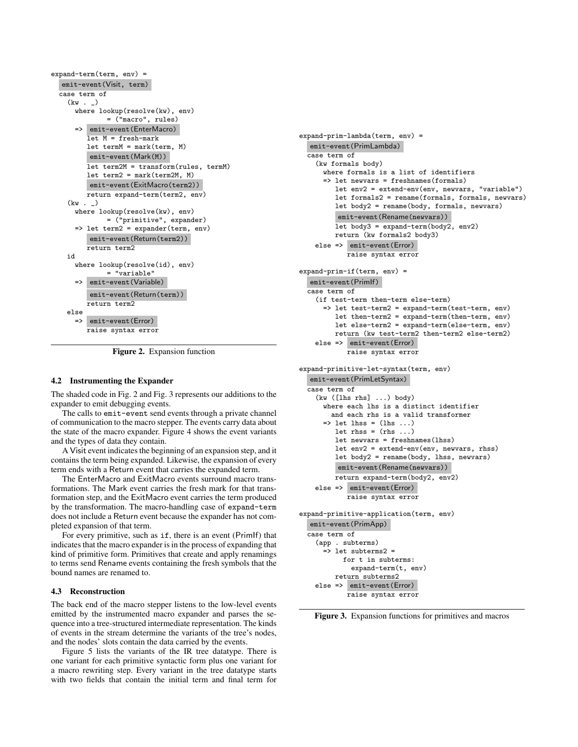```
expand-term(term, env) =
  emit-event(Visit, term)
  case term of
    (kw . _)
      where lookup(resolve(kw), env)
            = ("macro", rules)
      => emit-event(EnterMacro)
         let M = fresh-mark
         let termM = mark(term, M)
         emit-event(Mark(M))
         let term2M = transform(rules, termM)
         let term2 = mark(term2M, M)
         emit-event(ExitMacro(term2))
         return expand-term(term2, env)
    (kw . _)
      where lookup(resolve(kw), env)
            = ("primitive", expander)
      => let term2 = expander(term, env)
         emit-event(Return(term2))
         return term2
    id
      where lookup(resolve(id), env)
            = "variable"
      => emit-event(Variable)
         emit-event(Return(term))
         return term2
    else
      => emit-event(Error)
         raise syntax error
```

**Figure 2.** Expansion function

### 4.2 Instrumenting the Expander

The shaded code in Fig. 2 and Fig. 3 represents our additions to the expander to emit debugging events.

The calls to `emit-event` send events through a private channel of communication to the macro stepper. The events carry data about the state of the macro expander. Figure 4 shows the event variants and the types of data they contain.

A Visit event indicates the beginning of an expansion step, and it contains the term being expanded. Likewise, the expansion of every term ends with a Return event that carries the expanded term.

The EnterMacro and ExitMacro events surround macro transformations. The Mark event carries the fresh mark for that transformation step, and the ExitMacro event carries the term produced by the transformation. The macro-handling case of `expand-term` does not include a Return event because the expander has not completed expansion of that term.

For every primitive, such as `if`, there is an event (PrimIf) that indicates that the macro expander is in the process of expanding that kind of primitive form. Primitives that create and apply renamings to terms send Rename events containing the fresh symbols that the bound names are renamed to.

### 4.3 Reconstruction

The back end of the macro stepper listens to the low-level events emitted by the instrumented macro expander and parses the sequence into a tree-structured intermediate representation. The kinds of events in the stream determine the variants of the tree's nodes, and the nodes' slots contain the data carried by the events.

Figure 5 lists the variants of the IR tree datatype. There is one variant for each primitive syntactic form plus one variant for a macro rewriting step. Every variant in the tree datatype starts with two fields that contain the initial term and final term for

```
expand-prim-lambda(term, env) =
  emit-event(PrimLambda)
  case term of
    (kw formals body)
      where formals is a list of identifiers
      => let newvars = freshnames(formals)
         let env2 = extend-env(env, newvars, "variable")
         let formals2 = rename(formals, formals, newvars)
         let body2 = rename(body, formals, newvars)
         emit-event(Rename(newvars))
         let body3 = expand-term(body2, env2)
         return (kw formals2 body3)
    else => emit-event(Error)
            raise syntax error

expand-prim-if(term, env) =
  emit-event(PrimIf)
  case term of
    (if test-term then-term else-term)
      => let test-term2 = expand-term(test-term, env)
         let then-term2 = expand-term(then-term, env)
         let else-term2 = expand-term(else-term, env)
         return (kw test-term2 then-term2 else-term2)
    else => emit-event(Error)
            raise syntax error

expand-primitive-let-syntax(term, env)
  emit-event(PrimLetSyntax)
  case term of
    (kw ([lhs rhs] ...) body)
      where each lhs is a distinct identifier
        and each rhs is a valid transformer
      => let lhss = (lhs ...)
         let rhss = (rhs ...)
         let newvars = freshnames(lhss)
         let env2 = extend-env(env, newvars, rhss)
         let body2 = rename(body, lhss, newvars)
         emit-event(Rename(newvars))
         return expand-term(body2, env2)
    else => emit-event(Error)
            raise syntax error

expand-primitive-application(term, env)
  emit-event(PrimApp)
  case term of
    (app . subterms)
      => let subterms2 =
           for t in subterms:
             expand-term(t, env)
         return subterms2
    else => emit-event(Error)
            raise syntax error
```

**Figure 3.** Expansion functions for primitives and macros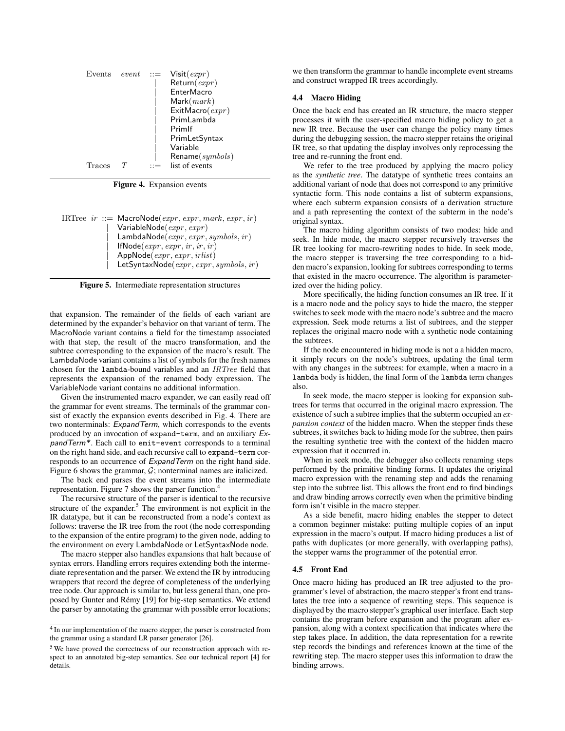| | | | |
|---|---|---|---|
| Events | *event* | ::= | Visit(*expr*) |
| | | \| | Return(*expr*) |
| | | \| | EnterMacro |
| | | \| | Mark(*mark*) |
| | | \| | ExitMacro(*expr*) |
| | | \| | PrimLambda |
| | | \| | PrimIf |
| | | \| | PrimLetSyntax |
| | | \| | Variable |
| | | \| | Rename(*symbols*) |
| Traces | *T* | ::= | list of events |

**Figure 4.** Expansion events

| | | | |
|---|---|---|---|
| IRTree | *ir* | ::= | MacroNode(*expr*, *expr*, *mark*, *expr*, *ir*) |
| | | \| | VariableNode(*expr*, *expr*) |
| | | \| | LambdaNode(*expr*, *expr*, *symbols*, *ir*) |
| | | \| | IfNode(*expr*, *expr*, *ir*, *ir*, *ir*) |
| | | \| | AppNode(*expr*, *expr*, *irlist*) |
| | | \| | LetSyntaxNode(*expr*, *expr*, *symbols*, *ir*) |

**Figure 5.** Intermediate representation structures

that expansion. The remainder of the fields of each variant are determined by the expander's behavior on that variant of term. The MacroNode variant contains a field for the timestamp associated with that step, the result of the macro transformation, and the subtree corresponding to the expansion of the macro's result. The LambdaNode variant contains a list of symbols for the fresh names chosen for the `lambda`-bound variables and an *IRTree* field that represents the expansion of the renamed body expression. The VariableNode variant contains no additional information.

Given the instrumented macro expander, we can easily read off the grammar for event streams. The terminals of the grammar consist of exactly the expansion events described in Fig. 4. There are two nonterminals: *ExpandTerm*, which corresponds to the events produced by an invocation of `expand-term`, and an auxiliary *ExpandTerm**. Each call to `emit-event` corresponds to a terminal on the right hand side, and each recursive call to `expand-term` corresponds to an occurrence of *ExpandTerm* on the right hand side. Figure 6 shows the grammar, $\mathcal{G}$; nonterminal names are italicized.

The back end parses the event streams into the intermediate representation. Figure 7 shows the parser function.[4]

The recursive structure of the parser is identical to the recursive structure of the expander.[5] The environment is not explicit in the IR datatype, but it can be reconstructed from a node's context as follows: traverse the IR tree from the root (the node corresponding to the expansion of the entire program) to the given node, adding to the environment on every LambdaNode or LetSyntaxNode node.

The macro stepper also handles expansions that halt because of syntax errors. Handling errors requires extending both the intermediate representation and the parser. We extend the IR by introducing wrappers that record the degree of completeness of the underlying tree node. Our approach is similar to, but less general than, one proposed by Gunter and Rémy [19] for big-step semantics. We extend the parser by annotating the grammar with possible error locations; we then transform the grammar to handle incomplete event streams and construct wrapped IR trees accordingly.

[4] In our implementation of the macro stepper, the parser is constructed from the grammar using a standard LR parser generator [26].

[5] We have proved the correctness of our reconstruction approach with respect to an annotated big-step semantics. See our technical report [4] for details.

### 4.4 Macro Hiding

Once the back end has created an IR structure, the macro stepper processes it with the user-specified macro hiding policy to get a new IR tree. Because the user can change the policy many times during the debugging session, the macro stepper retains the original IR tree, so that updating the display involves only reprocessing the tree and re-running the front end.

We refer to the tree produced by applying the macro policy as the *synthetic tree*. The datatype of synthetic trees contains an additional variant of node that does not correspond to any primitive syntactic form. This node contains a list of subterm expansions, where each subterm expansion consists of a derivation structure and a path representing the context of the subterm in the node's original syntax.

The macro hiding algorithm consists of two modes: hide and seek. In hide mode, the macro stepper recursively traverses the IR tree looking for macro-rewriting nodes to hide. In seek mode, the macro stepper is traversing the tree corresponding to a hidden macro's expansion, looking for subtrees corresponding to terms that existed in the macro occurrence. The algorithm is parameterized over the hiding policy.

More specifically, the hiding function consumes an IR tree. If it is a macro node and the policy says to hide the macro, the stepper switches to seek mode with the macro node's subtree and the macro expression. Seek mode returns a list of subtrees, and the stepper replaces the original macro node with a synthetic node containing the subtrees.

If the node encountered in hiding mode is not a a hidden macro, it simply recurs on the node's subtrees, updating the final term with any changes in the subtrees: for example, when a macro in a `lambda` body is hidden, the final form of the `lambda` term changes also.

In seek mode, the macro stepper is looking for expansion subtrees for terms that occurred in the original macro expression. The existence of such a subtree implies that the subterm occupied an *expansion context* of the hidden macro. When the stepper finds these subtrees, it switches back to hiding mode for the subtree, then pairs the resulting synthetic tree with the context of the hidden macro expression that it occurred in.

When in seek mode, the debugger also collects renaming steps performed by the primitive binding forms. It updates the original macro expression with the renaming step and adds the renaming step into the subtree list. This allows the front end to find bindings and draw binding arrows correctly even when the primitive binding form isn't visible in the macro stepper.

As a side benefit, macro hiding enables the stepper to detect a common beginner mistake: putting multiple copies of an input expression in the macro's output. If macro hiding produces a list of paths with duplicates (or more generally, with overlapping paths), the stepper warns the programmer of the potential error.

### 4.5 Front End

Once macro hiding has produced an IR tree adjusted to the programmer's level of abstraction, the macro stepper's front end translates the tree into a sequence of rewriting steps. This sequence is displayed by the macro stepper's graphical user interface. Each step contains the program before expansion and the program after expansion, along with a context specification that indicates where the step takes place. In addition, the data representation for a rewrite step records the bindings and references known at the time of the rewriting step. The macro stepper uses this information to draw the binding arrows.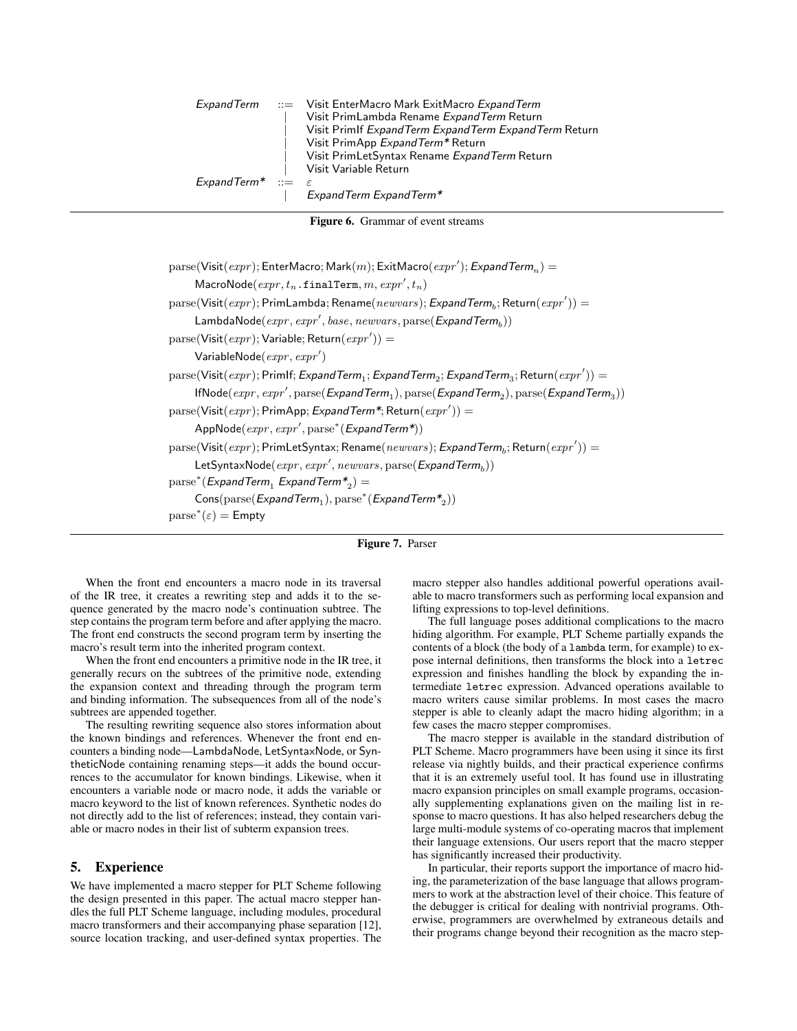$$
\begin{array}{lcl}
\textit{ExpandTerm} & ::= & \textsf{Visit EnterMacro Mark ExitMacro } \textit{ExpandTerm} \\
& | & \textsf{Visit PrimLambda Rename } \textit{ExpandTerm} \textsf{ Return} \\
& | & \textsf{Visit PrimIf } \textit{ExpandTerm ExpandTerm ExpandTerm} \textsf{ Return} \\
& | & \textsf{Visit PrimApp } \textit{ExpandTerm*} \textsf{ Return} \\
& | & \textsf{Visit PrimLetSyntax Rename } \textit{ExpandTerm} \textsf{ Return} \\
& | & \textsf{Visit Variable Return} \\
\textit{ExpandTerm*} & ::= & \varepsilon \\
& | & \textit{ExpandTerm ExpandTerm*}
\end{array}
$$

**Figure 6.** Grammar of event streams

$$
\begin{array}{l}
\mathrm{parse}(\textsf{Visit}(expr); \textsf{EnterMacro}; \textsf{Mark}(m); \textsf{ExitMacro}(expr'); \textit{ExpandTerm}_n) = \\
\quad \textsf{MacroNode}(expr, t_n.\texttt{finalTerm}, m, expr', t_n) \\
\mathrm{parse}(\textsf{Visit}(expr); \textsf{PrimLambda}; \textsf{Rename}(newvars); \textit{ExpandTerm}_b; \textsf{Return}(expr')) = \\
\quad \textsf{LambdaNode}(expr, expr', base, newvars, \mathrm{parse}(\textit{ExpandTerm}_b)) \\
\mathrm{parse}(\textsf{Visit}(expr); \textsf{Variable}; \textsf{Return}(expr')) = \\
\quad \textsf{VariableNode}(expr, expr') \\
\mathrm{parse}(\textsf{Visit}(expr); \textsf{PrimIf}; \textit{ExpandTerm}_1; \textit{ExpandTerm}_2; \textit{ExpandTerm}_3; \textsf{Return}(expr')) = \\
\quad \textsf{IfNode}(expr, expr', \mathrm{parse}(\textit{ExpandTerm}_1), \mathrm{parse}(\textit{ExpandTerm}_2), \mathrm{parse}(\textit{ExpandTerm}_3)) \\
\mathrm{parse}(\textsf{Visit}(expr); \textsf{PrimApp}; \textit{ExpandTerm*}; \textsf{Return}(expr')) = \\
\quad \textsf{AppNode}(expr, expr', \mathrm{parse}^*(\textit{ExpandTerm*})) \\
\mathrm{parse}(\textsf{Visit}(expr); \textsf{PrimLetSyntax}; \textsf{Rename}(newvars); \textit{ExpandTerm}_b; \textsf{Return}(expr')) = \\
\quad \textsf{LetSyntaxNode}(expr, expr', newvars, \mathrm{parse}(\textit{ExpandTerm}_b)) \\
\mathrm{parse}^*(\textit{ExpandTerm}_1 \ \textit{ExpandTerm*}_2) = \\
\quad \textsf{Cons}(\mathrm{parse}(\textit{ExpandTerm}_1), \mathrm{parse}^*(\textit{ExpandTerm*}_2)) \\
\mathrm{parse}^*(\varepsilon) = \textsf{Empty}
\end{array}
$$

**Figure 7.** Parser

When the front end encounters a macro node in its traversal of the IR tree, it creates a rewriting step and adds it to the sequence generated by the macro node's continuation subtree. The step contains the program term before and after applying the macro. The front end constructs the second program term by inserting the macro's result term into the inherited program context.

When the front end encounters a primitive node in the IR tree, it generally recurs on the subtrees of the primitive node, extending the expansion context and threading through the program term and binding information. The subsequences from all of the node's subtrees are appended together.

The resulting rewriting sequence also stores information about the known bindings and references. Whenever the front end encounters a binding node—LambdaNode, LetSyntaxNode, or SyntheticNode containing renaming steps—it adds the bound occurrences to the accumulator for known bindings. Likewise, when it encounters a variable node or macro node, it adds the variable or macro keyword to the list of known references. Synthetic nodes do not directly add to the list of references; instead, they contain variable or macro nodes in their list of subterm expansion trees.

## 5. Experience

We have implemented a macro stepper for PLT Scheme following the design presented in this paper. The actual macro stepper handles the full PLT Scheme language, including modules, procedural macro transformers and their accompanying phase separation [12], source location tracking, and user-defined syntax properties. The macro stepper also handles additional powerful operations available to macro transformers such as performing local expansion and lifting expressions to top-level definitions.

The full language poses additional complications to the macro hiding algorithm. For example, PLT Scheme partially expands the contents of a block (the body of a `lambda` term, for example) to expose internal definitions, then transforms the block into a `letrec` expression and finishes handling the block by expanding the intermediate `letrec` expression. Advanced operations available to macro writers cause similar problems. In most cases the macro stepper is able to cleanly adapt the macro hiding algorithm; in a few cases the macro stepper compromises.

The macro stepper is available in the standard distribution of PLT Scheme. Macro programmers have been using it since its first release via nightly builds, and their practical experience confirms that it is an extremely useful tool. It has found use in illustrating macro expansion principles on small example programs, occasionally supplementing explanations given on the mailing list in response to macro questions. It has also helped researchers debug the large multi-module systems of co-operating macros that implement their language extensions. Our users report that the macro stepper has significantly increased their productivity.

In particular, their reports support the importance of macro hiding, the parameterization of the base language that allows programmers to work at the abstraction level of their choice. This feature of the debugger is critical for dealing with nontrivial programs. Otherwise, programmers are overwhelmed by extraneous details and their programs change beyond their recognition as the macro step-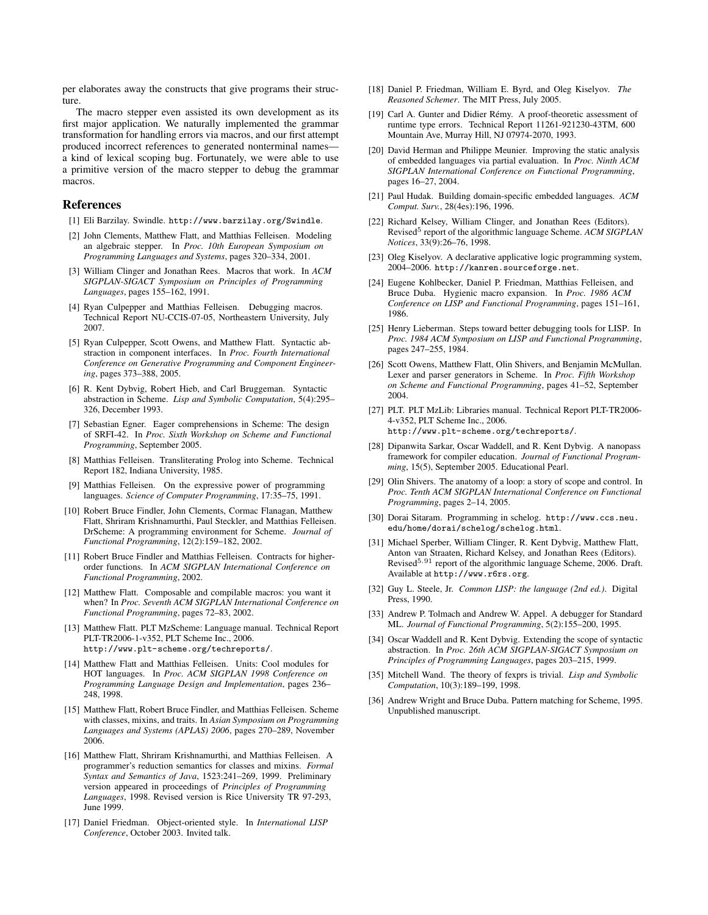per elaborates away the constructs that give programs their structure.

The macro stepper even assisted its own development as its first major application. We naturally implemented the grammar transformation for handling errors via macros, and our first attempt produced incorrect references to generated nonterminal names—a kind of lexical scoping bug. Fortunately, we were able to use a primitive version of the macro stepper to debug the grammar macros.

## References

[1] Eli Barzilay. Swindle. `http://www.barzilay.org/Swindle`.

[2] John Clements, Matthew Flatt, and Matthias Felleisen. Modeling an algebraic stepper. In *Proc. 10th European Symposium on Programming Languages and Systems*, pages 320–334, 2001.

[3] William Clinger and Jonathan Rees. Macros that work. In *ACM SIGPLAN-SIGACT Symposium on Principles of Programming Languages*, pages 155–162, 1991.

[4] Ryan Culpepper and Matthias Felleisen. Debugging macros. Technical Report NU-CCIS-07-05, Northeastern University, July 2007.

[5] Ryan Culpepper, Scott Owens, and Matthew Flatt. Syntactic abstraction in component interfaces. In *Proc. Fourth International Conference on Generative Programming and Component Engineering*, pages 373–388, 2005.

[6] R. Kent Dybvig, Robert Hieb, and Carl Bruggeman. Syntactic abstraction in Scheme. *Lisp and Symbolic Computation*, 5(4):295–326, December 1993.

[7] Sebastian Egner. Eager comprehensions in Scheme: The design of SRFI-42. In *Proc. Sixth Workshop on Scheme and Functional Programming*, September 2005.

[8] Matthias Felleisen. Transliterating Prolog into Scheme. Technical Report 182, Indiana University, 1985.

[9] Matthias Felleisen. On the expressive power of programming languages. *Science of Computer Programming*, 17:35–75, 1991.

[10] Robert Bruce Findler, John Clements, Cormac Flanagan, Matthew Flatt, Shriram Krishnamurthi, Paul Steckler, and Matthias Felleisen. DrScheme: A programming environment for Scheme. *Journal of Functional Programming*, 12(2):159–182, 2002.

[11] Robert Bruce Findler and Matthias Felleisen. Contracts for higher-order functions. In *ACM SIGPLAN International Conference on Functional Programming*, 2002.

[12] Matthew Flatt. Composable and compilable macros: you want it when? In *Proc. Seventh ACM SIGPLAN International Conference on Functional Programming*, pages 72–83, 2002.

[13] Matthew Flatt. PLT MzScheme: Language manual. Technical Report PLT-TR2006-1-v352, PLT Scheme Inc., 2006. `http://www.plt-scheme.org/techreports/`.

[14] Matthew Flatt and Matthias Felleisen. Units: Cool modules for HOT languages. In *Proc. ACM SIGPLAN 1998 Conference on Programming Language Design and Implementation*, pages 236–248, 1998.

[15] Matthew Flatt, Robert Bruce Findler, and Matthias Felleisen. Scheme with classes, mixins, and traits. In *Asian Symposium on Programming Languages and Systems (APLAS) 2006*, pages 270–289, November 2006.

[16] Matthew Flatt, Shriram Krishnamurthi, and Matthias Felleisen. A programmer's reduction semantics for classes and mixins. *Formal Syntax and Semantics of Java*, 1523:241–269, 1999. Preliminary version appeared in proceedings of *Principles of Programming Languages*, 1998. Revised version is Rice University TR 97-293, June 1999.

[17] Daniel Friedman. Object-oriented style. In *International LISP Conference*, October 2003. Invited talk.

[18] Daniel P. Friedman, William E. Byrd, and Oleg Kiselyov. *The Reasoned Schemer*. The MIT Press, July 2005.

[19] Carl A. Gunter and Didier Rémy. A proof-theoretic assessment of runtime type errors. Technical Report 11261-921230-43TM, 600 Mountain Ave, Murray Hill, NJ 07974-2070, 1993.

[20] David Herman and Philippe Meunier. Improving the static analysis of embedded languages via partial evaluation. In *Proc. Ninth ACM SIGPLAN International Conference on Functional Programming*, pages 16–27, 2004.

[21] Paul Hudak. Building domain-specific embedded languages. *ACM Comput. Surv.*, 28(4es):196, 1996.

[22] Richard Kelsey, William Clinger, and Jonathan Rees (Editors). Revised$^5$ report of the algorithmic language Scheme. *ACM SIGPLAN Notices*, 33(9):26–76, 1998.

[23] Oleg Kiselyov. A declarative applicative logic programming system, 2004–2006. `http://kanren.sourceforge.net`.

[24] Eugene Kohlbecker, Daniel P. Friedman, Matthias Felleisen, and Bruce Duba. Hygienic macro expansion. In *Proc. 1986 ACM Conference on LISP and Functional Programming*, pages 151–161, 1986.

[25] Henry Lieberman. Steps toward better debugging tools for LISP. In *Proc. 1984 ACM Symposium on LISP and Functional Programming*, pages 247–255, 1984.

[26] Scott Owens, Matthew Flatt, Olin Shivers, and Benjamin McMullan. Lexer and parser generators in Scheme. In *Proc. Fifth Workshop on Scheme and Functional Programming*, pages 41–52, September 2004.

[27] PLT. PLT MzLib: Libraries manual. Technical Report PLT-TR2006-4-v352, PLT Scheme Inc., 2006. `http://www.plt-scheme.org/techreports/`.

[28] Dipanwita Sarkar, Oscar Waddell, and R. Kent Dybvig. A nanopass framework for compiler education. *Journal of Functional Programming*, 15(5), September 2005. Educational Pearl.

[29] Olin Shivers. The anatomy of a loop: a story of scope and control. In *Proc. Tenth ACM SIGPLAN International Conference on Functional Programming*, pages 2–14, 2005.

[30] Dorai Sitaram. Programming in schelog. `http://www.ccs.neu.edu/home/dorai/schelog/schelog.html`.

[31] Michael Sperber, William Clinger, R. Kent Dybvig, Matthew Flatt, Anton van Straaten, Richard Kelsey, and Jonathan Rees (Editors). Revised$^{5.91}$ report of the algorithmic language Scheme, 2006. Draft. Available at `http://www.r6rs.org`.

[32] Guy L. Steele, Jr. *Common LISP: the language (2nd ed.)*. Digital Press, 1990.

[33] Andrew P. Tolmach and Andrew W. Appel. A debugger for Standard ML. *Journal of Functional Programming*, 5(2):155–200, 1995.

[34] Oscar Waddell and R. Kent Dybvig. Extending the scope of syntactic abstraction. In *Proc. 26th ACM SIGPLAN-SIGACT Symposium on Principles of Programming Languages*, pages 203–215, 1999.

[35] Mitchell Wand. The theory of fexprs is trivial. *Lisp and Symbolic Computation*, 10(3):189–199, 1998.

[36] Andrew Wright and Bruce Duba. Pattern matching for Scheme, 1995. Unpublished manuscript.